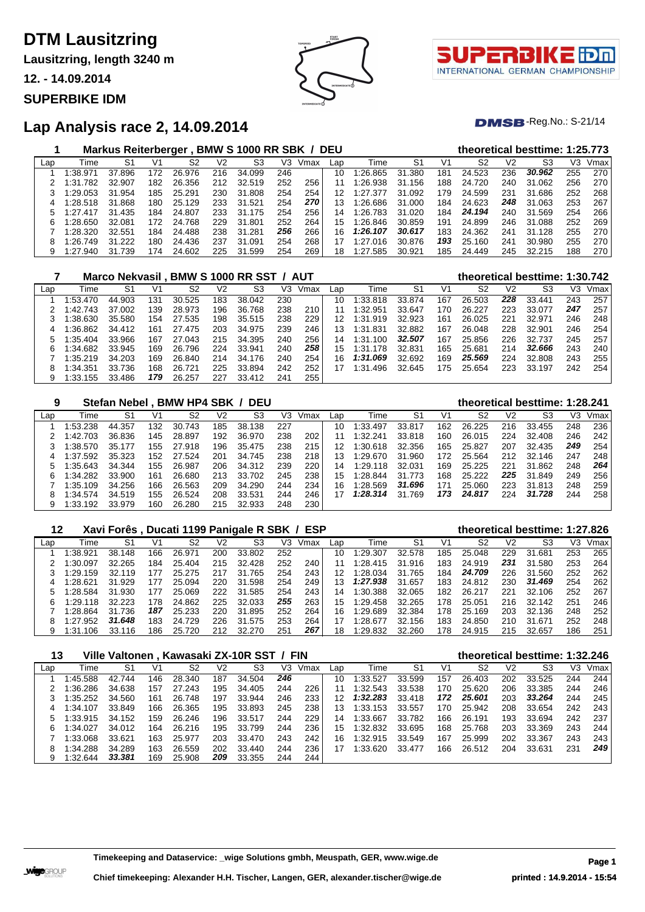# DTM Lausitzring

**Lausitzring, length 3240 m**

**12. - 14.09.2014**

**SUPERBIKE IDM**

## Lap Analysis race 2, 14.09.2014

DMSB-Reg.No.: S-21/14

### 1 Markus Reiterberger , BMW S 1000 RR SBK / DEU — theoretical besttime: 1:25.773

| Lap | Time | S1 | V1 | S2 | V2 | S3 | V3 | Vmax | Lap | Time | S1 | V1 | S2 | V2 | S3 | V3 | Vmax |
|---|---|---|---|---|---|---|---|---|---|---|---|---|---|---|---|---|---|
| 1 | 1:38.971 | 37.896 | 172 | 26.976 | 216 | 34.099 | 246 | | 10 | 1:26.865 | 31.380 | 181 | 24.523 | 236 | ***30.962*** | 255 | 270 |
| 2 | 1:31.782 | 32.907 | 182 | 26.356 | 212 | 32.519 | 252 | 256 | 11 | 1:26.938 | 31.156 | 188 | 24.720 | 240 | 31.062 | 256 | 270 |
| 3 | 1:29.053 | 31.954 | 185 | 25.291 | 230 | 31.808 | 254 | 254 | 12 | 1:27.377 | 31.092 | 179 | 24.599 | 231 | 31.686 | 252 | 268 |
| 4 | 1:28.518 | 31.868 | 180 | 25.129 | 233 | 31.521 | 254 | ***270*** | 13 | 1:26.686 | 31.000 | 184 | 24.623 | ***248*** | 31.063 | 253 | 267 |
| 5 | 1:27.417 | 31.435 | 184 | 24.807 | 233 | 31.175 | 254 | 256 | 14 | 1:26.783 | 31.020 | 184 | ***24.194*** | 240 | 31.569 | 254 | 266 |
| 6 | 1:28.650 | 32.081 | 172 | 24.768 | 229 | 31.801 | 252 | 264 | 15 | 1:26.846 | 30.859 | 191 | 24.899 | 246 | 31.088 | 252 | 269 |
| 7 | 1:28.320 | 32.551 | 184 | 24.488 | 238 | 31.281 | ***256*** | 266 | 16 | ***1:26.107*** | ***30.617*** | 183 | 24.362 | 241 | 31.128 | 255 | 270 |
| 8 | 1:26.749 | 31.222 | 180 | 24.436 | 237 | 31.091 | 254 | 268 | 17 | 1:27.016 | 30.876 | ***193*** | 25.160 | 241 | 30.980 | 255 | 270 |
| 9 | 1:27.940 | 31.739 | 174 | 24.602 | 225 | 31.599 | 254 | 269 | 18 | 1:27.585 | 30.921 | 185 | 24.449 | 245 | 32.215 | 188 | 270 |

### 7 Marco Nekvasil , BMW S 1000 RR SST / AUT — theoretical besttime: 1:30.742

| Lap | Time | S1 | V1 | S2 | V2 | S3 | V3 | Vmax | Lap | Time | S1 | V1 | S2 | V2 | S3 | V3 | Vmax |
|---|---|---|---|---|---|---|---|---|---|---|---|---|---|---|---|---|---|
| 1 | 1:53.470 | 44.903 | 131 | 30.525 | 183 | 38.042 | 230 | | 10 | 1:33.818 | 33.874 | 167 | 26.503 | ***228*** | 33.441 | 243 | 257 |
| 2 | 1:42.743 | 37.002 | 139 | 28.973 | 196 | 36.768 | 238 | 210 | 11 | 1:32.951 | 33.647 | 170 | 26.227 | 223 | 33.077 | ***247*** | 257 |
| 3 | 1:38.630 | 35.580 | 154 | 27.535 | 198 | 35.515 | 238 | 229 | 12 | 1:31.919 | 32.923 | 161 | 26.025 | 221 | 32.971 | 246 | 248 |
| 4 | 1:36.862 | 34.412 | 161 | 27.475 | 203 | 34.975 | 239 | 246 | 13 | 1:31.831 | 32.882 | 167 | 26.048 | 228 | 32.901 | 246 | 254 |
| 5 | 1:35.404 | 33.966 | 167 | 27.043 | 215 | 34.395 | 240 | 256 | 14 | 1:31.100 | ***32.507*** | 167 | 25.856 | 226 | 32.737 | 245 | 257 |
| 6 | 1:34.682 | 33.945 | 169 | 26.796 | 224 | 33.941 | 240 | ***258*** | 15 | 1:31.178 | 32.831 | 165 | 25.681 | 214 | ***32.666*** | 243 | 240 |
| 7 | 1:35.219 | 34.203 | 169 | 26.840 | 214 | 34.176 | 240 | 254 | 16 | ***1:31.069*** | 32.692 | 169 | ***25.569*** | 224 | 32.808 | 243 | 255 |
| 8 | 1:34.351 | 33.736 | 168 | 26.721 | 225 | 33.894 | 242 | 252 | 17 | 1:31.496 | 32.645 | 175 | 25.654 | 223 | 33.197 | 242 | 254 |
| 9 | 1:33.155 | 33.486 | ***179*** | 26.257 | 227 | 33.412 | 241 | 255 | | | | | | | | | |

### 9 Stefan Nebel , BMW HP4 SBK / DEU — theoretical besttime: 1:28.241

| Lap | Time | S1 | V1 | S2 | V2 | S3 | V3 | Vmax | Lap | Time | S1 | V1 | S2 | V2 | S3 | V3 | Vmax |
|---|---|---|---|---|---|---|---|---|---|---|---|---|---|---|---|---|---|
| 1 | 1:53.238 | 44.357 | 132 | 30.743 | 185 | 38.138 | 227 | | 10 | 1:33.497 | 33.817 | 162 | 26.225 | 216 | 33.455 | 248 | 236 |
| 2 | 1:42.703 | 36.836 | 145 | 28.897 | 192 | 36.970 | 238 | 202 | 11 | 1:32.241 | 33.818 | 160 | 26.015 | 224 | 32.408 | 246 | 242 |
| 3 | 1:38.570 | 35.177 | 155 | 27.918 | 196 | 35.475 | 238 | 215 | 12 | 1:30.618 | 32.356 | 165 | 25.827 | 207 | 32.435 | ***249*** | 254 |
| 4 | 1:37.592 | 35.323 | 152 | 27.524 | 201 | 34.745 | 238 | 218 | 13 | 1:29.670 | 31.960 | 172 | 25.564 | 212 | 32.146 | 247 | 248 |
| 5 | 1:35.643 | 34.344 | 155 | 26.987 | 206 | 34.312 | 239 | 220 | 14 | 1:29.118 | 32.031 | 169 | 25.225 | 221 | 31.862 | 248 | ***264*** |
| 6 | 1:34.282 | 33.900 | 161 | 26.680 | 213 | 33.702 | 245 | 238 | 15 | 1:28.844 | 31.773 | 168 | 25.222 | ***225*** | 31.849 | 249 | 256 |
| 7 | 1:35.109 | 34.256 | 166 | 26.563 | 209 | 34.290 | 244 | 234 | 16 | 1:28.569 | ***31.696*** | 171 | 25.060 | 223 | 31.813 | 248 | 259 |
| 8 | 1:34.574 | 34.519 | 155 | 26.524 | 208 | 33.531 | 244 | 246 | 17 | ***1:28.314*** | 31.769 | ***173*** | ***24.817*** | 224 | ***31.728*** | 244 | 258 |
| 9 | 1:33.192 | 33.979 | 160 | 26.280 | 215 | 32.933 | 248 | 230 | | | | | | | | | |

### 12 Xavi Forês , Ducati 1199 Panigale R SBK / ESP — theoretical besttime: 1:27.826

| Lap | Time | S1 | V1 | S2 | V2 | S3 | V3 | Vmax | Lap | Time | S1 | V1 | S2 | V2 | S3 | V3 | Vmax |
|---|---|---|---|---|---|---|---|---|---|---|---|---|---|---|---|---|---|
| 1 | 1:38.921 | 38.148 | 166 | 26.971 | 200 | 33.802 | 252 | | 10 | 1:29.307 | 32.578 | 185 | 25.048 | 229 | 31.681 | 253 | 265 |
| 2 | 1:30.097 | 32.265 | 184 | 25.404 | 215 | 32.428 | 252 | 240 | 11 | 1:28.415 | 31.916 | 183 | 24.919 | ***231*** | 31.580 | 253 | 264 |
| 3 | 1:29.159 | 32.119 | 177 | 25.275 | 217 | 31.765 | 254 | 243 | 12 | 1:28.034 | 31.765 | 184 | ***24.709*** | 226 | 31.560 | 252 | 262 |
| 4 | 1:28.621 | 31.929 | 177 | 25.094 | 220 | 31.598 | 254 | 249 | 13 | ***1:27.938*** | 31.657 | 183 | 24.812 | 230 | ***31.469*** | 254 | 262 |
| 5 | 1:28.584 | 31.930 | 177 | 25.069 | 222 | 31.585 | 254 | 243 | 14 | 1:30.388 | 32.065 | 182 | 26.217 | 221 | 32.106 | 252 | 267 |
| 6 | 1:29.118 | 32.223 | 178 | 24.862 | 225 | 32.033 | ***255*** | 263 | 15 | 1:29.458 | 32.265 | 178 | 25.051 | 216 | 32.142 | 251 | 246 |
| 7 | 1:28.864 | 31.736 | ***187*** | 25.233 | 220 | 31.895 | 252 | 264 | 16 | 1:29.689 | 32.384 | 178 | 25.169 | 203 | 32.136 | 248 | 252 |
| 8 | 1:27.952 | ***31.648*** | 183 | 24.729 | 226 | 31.575 | 253 | 264 | 17 | 1:28.677 | 32.156 | 183 | 24.850 | 210 | 31.671 | 252 | 248 |
| 9 | 1:31.106 | 33.116 | 186 | 25.720 | 212 | 32.270 | 251 | ***267*** | 18 | 1:29.832 | 32.260 | 178 | 24.915 | 215 | 32.657 | 186 | 251 |

### 13 Ville Valtonen , Kawasaki ZX-10R SST / FIN — theoretical besttime: 1:32.246

| Lap | Time | S1 | V1 | S2 | V2 | S3 | V3 | Vmax | Lap | Time | S1 | V1 | S2 | V2 | S3 | V3 | Vmax |
|---|---|---|---|---|---|---|---|---|---|---|---|---|---|---|---|---|---|
| 1 | 1:45.588 | 42.744 | 146 | 28.340 | 187 | 34.504 | ***246*** | | 10 | 1:33.527 | 33.599 | 157 | 26.403 | 202 | 33.525 | 244 | 244 |
| 2 | 1:36.286 | 34.638 | 157 | 27.243 | 195 | 34.405 | 244 | 226 | 11 | 1:32.543 | 33.538 | 170 | 25.620 | 206 | 33.385 | 244 | 246 |
| 3 | 1:35.252 | 34.560 | 161 | 26.748 | 197 | 33.944 | 246 | 233 | 12 | ***1:32.283*** | 33.418 | ***172*** | ***25.601*** | 203 | ***33.264*** | 244 | 245 |
| 4 | 1:34.107 | 33.849 | 166 | 26.365 | 195 | 33.893 | 245 | 238 | 13 | 1:33.153 | 33.557 | 170 | 25.942 | 208 | 33.654 | 242 | 243 |
| 5 | 1:33.915 | 34.152 | 159 | 26.246 | 196 | 33.517 | 244 | 229 | 14 | 1:33.667 | 33.782 | 166 | 26.191 | 193 | 33.694 | 242 | 237 |
| 6 | 1:34.027 | 34.012 | 164 | 26.216 | 195 | 33.799 | 244 | 236 | 15 | 1:32.832 | 33.695 | 168 | 25.768 | 203 | 33.369 | 243 | 244 |
| 7 | 1:33.068 | 33.621 | 163 | 25.977 | 203 | 33.470 | 243 | 242 | 16 | 1:32.915 | 33.549 | 167 | 25.999 | 202 | 33.367 | 243 | 243 |
| 8 | 1:34.288 | 34.289 | 163 | 26.559 | 202 | 33.440 | 244 | 236 | 17 | 1:33.620 | 33.477 | 166 | 26.512 | 204 | 33.631 | 231 | ***249*** |
| 9 | 1:32.644 | ***33.381*** | 169 | 25.908 | ***209*** | 33.355 | 244 | 244 | | | | | | | | | |

**Timekeeping and Dataservice: _wige Solutions gmbh, Meuspath, GER, www.wige.de**

**Chief timekeeping: Alexander H.H. Tischer, Langen, GER, alexander.tischer@wige.de**

**printed : 14.9.2014 - 15:54**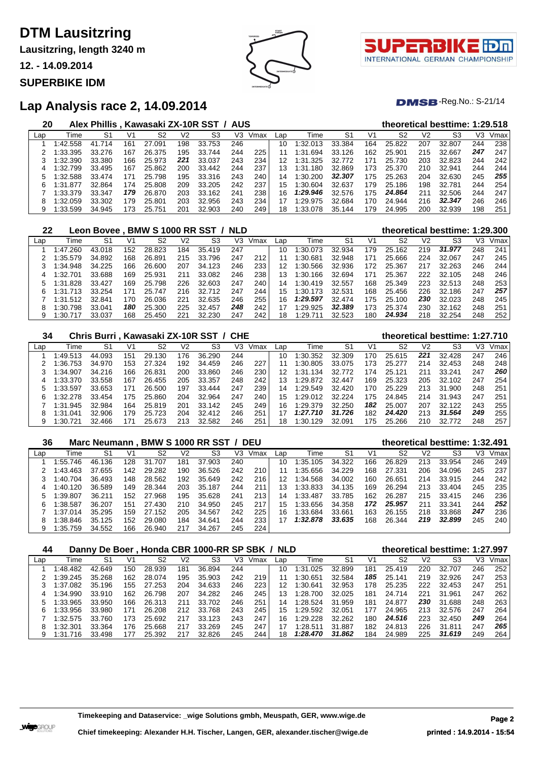# DTM Lausitzring

**Lausitzring, length 3240 m**

**12. - 14.09.2014**

**SUPERBIKE IDM**

## Lap Analysis race 2, 14.09.2014

DMSB-Reg.No.: S-21/14

### 20 Alex Phillis , Kawasaki ZX-10R SST / AUS — theoretical besttime: 1:29.518

| Lap | Time | S1 | V1 | S2 | V2 | S3 | V3 | Vmax | Lap | Time | S1 | V1 | S2 | V2 | S3 | V3 | Vmax |
|---|---|---|---|---|---|---|---|---|---|---|---|---|---|---|---|---|---|
| 1 | 1:42.558 | 41.714 | 161 | 27.091 | 198 | 33.753 | 246 | | 10 | 1:32.013 | 33.384 | 164 | 25.822 | 207 | 32.807 | 244 | 238 |
| 2 | 1:33.395 | 33.276 | 167 | 26.375 | 195 | 33.744 | 244 | 225 | 11 | 1:31.694 | 33.126 | 162 | 25.901 | 215 | 32.667 | ***247*** | 247 |
| 3 | 1:32.390 | 33.380 | 166 | 25.973 | ***221*** | 33.037 | 243 | 234 | 12 | 1:31.325 | 32.772 | 171 | 25.730 | 203 | 32.823 | 244 | 242 |
| 4 | 1:32.799 | 33.495 | 167 | 25.862 | 200 | 33.442 | 244 | 237 | 13 | 1:31.180 | 32.869 | 173 | 25.370 | 210 | 32.941 | 244 | 244 |
| 5 | 1:32.588 | 33.474 | 171 | 25.798 | 195 | 33.316 | 243 | 240 | 14 | 1:30.200 | ***32.307*** | 175 | 25.263 | 204 | 32.630 | 245 | ***255*** |
| 6 | 1:31.877 | 32.864 | 174 | 25.808 | 209 | 33.205 | 242 | 237 | 15 | 1:30.604 | 32.637 | 179 | 25.186 | 198 | 32.781 | 244 | 254 |
| 7 | 1:33.379 | 33.347 | ***179*** | 26.870 | 203 | 33.162 | 241 | 238 | 16 | ***1:29.946*** | 32.576 | 175 | ***24.864*** | 211 | 32.506 | 244 | 247 |
| 8 | 1:32.059 | 33.302 | 179 | 25.801 | 203 | 32.956 | 243 | 234 | 17 | 1:29.975 | 32.684 | 170 | 24.944 | 216 | ***32.347*** | 246 | 246 |
| 9 | 1:33.599 | 34.945 | 173 | 25.751 | 201 | 32.903 | 240 | 249 | 18 | 1:33.078 | 35.144 | 179 | 24.995 | 200 | 32.939 | 198 | 251 |

### 22 Leon Bovee , BMW S 1000 RR SST / NLD — theoretical besttime: 1:29.300

| Lap | Time | S1 | V1 | S2 | V2 | S3 | V3 | Vmax | Lap | Time | S1 | V1 | S2 | V2 | S3 | V3 | Vmax |
|---|---|---|---|---|---|---|---|---|---|---|---|---|---|---|---|---|---|
| 1 | 1:47.260 | 43.018 | 152 | 28.823 | 184 | 35.419 | 247 | | 10 | 1:30.073 | 32.934 | 179 | 25.162 | 219 | ***31.977*** | 248 | 241 |
| 2 | 1:35.579 | 34.892 | 168 | 26.891 | 215 | 33.796 | 247 | 212 | 11 | 1:30.681 | 32.948 | 171 | 25.666 | 224 | 32.067 | 247 | 245 |
| 3 | 1:34.948 | 34.225 | 166 | 26.600 | 207 | 34.123 | 246 | 233 | 12 | 1:30.566 | 32.936 | 172 | 25.367 | 217 | 32.263 | 246 | 244 |
| 4 | 1:32.701 | 33.688 | 169 | 25.931 | 211 | 33.082 | 246 | 238 | 13 | 1:30.166 | 32.694 | 171 | 25.367 | 222 | 32.105 | 248 | 246 |
| 5 | 1:31.828 | 33.427 | 169 | 25.798 | 226 | 32.603 | 247 | 240 | 14 | 1:30.419 | 32.557 | 168 | 25.349 | 223 | 32.513 | 248 | 253 |
| 6 | 1:31.713 | 33.254 | 171 | 25.747 | 216 | 32.712 | 247 | 244 | 15 | 1:30.173 | 32.531 | 168 | 25.456 | 226 | 32.186 | 247 | ***257*** |
| 7 | 1:31.512 | 32.841 | 170 | 26.036 | 221 | 32.635 | 246 | 255 | 16 | ***1:29.597*** | 32.474 | 175 | 25.100 | ***230*** | 32.023 | 248 | 245 |
| 8 | 1:30.798 | 33.041 | ***180*** | 25.300 | 225 | 32.457 | ***248*** | 242 | 17 | 1:29.925 | ***32.389*** | 173 | 25.374 | 230 | 32.162 | 248 | 251 |
| 9 | 1:30.717 | 33.037 | 168 | 25.450 | 221 | 32.230 | 247 | 242 | 18 | 1:29.711 | 32.523 | 180 | ***24.934*** | 218 | 32.254 | 248 | 252 |

### 34 Chris Burri , Kawasaki ZX-10R SST / CHE — theoretical besttime: 1:27.710

| Lap | Time | S1 | V1 | S2 | V2 | S3 | V3 | Vmax | Lap | Time | S1 | V1 | S2 | V2 | S3 | V3 | Vmax |
|---|---|---|---|---|---|---|---|---|---|---|---|---|---|---|---|---|---|
| 1 | 1:49.513 | 44.093 | 151 | 29.130 | 176 | 36.290 | 244 | | 10 | 1:30.352 | 32.309 | 170 | 25.615 | ***221*** | 32.428 | 247 | 246 |
| 2 | 1:36.753 | 34.970 | 153 | 27.324 | 192 | 34.459 | 246 | 227 | 11 | 1:30.805 | 33.075 | 173 | 25.277 | 214 | 32.453 | 248 | 248 |
| 3 | 1:34.907 | 34.216 | 166 | 26.831 | 200 | 33.860 | 246 | 230 | 12 | 1:31.134 | 32.772 | 174 | 25.121 | 211 | 33.241 | 247 | ***260*** |
| 4 | 1:33.370 | 33.558 | 167 | 26.455 | 205 | 33.357 | 248 | 242 | 13 | 1:29.872 | 32.447 | 169 | 25.323 | 205 | 32.102 | 247 | 254 |
| 5 | 1:33.597 | 33.653 | 171 | 26.500 | 197 | 33.444 | 247 | 239 | 14 | 1:29.549 | 32.420 | 170 | 25.229 | 213 | 31.900 | 248 | 251 |
| 6 | 1:32.278 | 33.454 | 175 | 25.860 | 204 | 32.964 | 247 | 240 | 15 | 1:29.012 | 32.224 | 175 | 24.845 | 214 | 31.943 | 247 | 251 |
| 7 | 1:31.945 | 32.984 | 164 | 25.819 | 201 | 33.142 | 245 | 249 | 16 | 1:29.379 | 32.250 | ***182*** | 25.007 | 207 | 32.122 | 243 | 255 |
| 8 | 1:31.041 | 32.906 | 179 | 25.723 | 204 | 32.412 | 246 | 251 | 17 | ***1:27.710*** | ***31.726*** | 182 | ***24.420*** | 213 | ***31.564*** | ***249*** | 255 |
| 9 | 1:30.721 | 32.466 | 171 | 25.673 | 213 | 32.582 | 246 | 251 | 18 | 1:30.129 | 32.091 | 175 | 25.266 | 210 | 32.772 | 248 | 257 |

### 36 Marc Neumann , BMW S 1000 RR SST / DEU — theoretical besttime: 1:32.491

| Lap | Time | S1 | V1 | S2 | V2 | S3 | V3 | Vmax | Lap | Time | S1 | V1 | S2 | V2 | S3 | V3 | Vmax |
|---|---|---|---|---|---|---|---|---|---|---|---|---|---|---|---|---|---|
| 1 | 1:55.746 | 46.136 | 128 | 31.707 | 181 | 37.903 | 240 | | 10 | 1:35.105 | 34.322 | 166 | 26.829 | 213 | 33.954 | 246 | 249 |
| 2 | 1:43.463 | 37.655 | 142 | 29.282 | 190 | 36.526 | 242 | 210 | 11 | 1:35.656 | 34.229 | 168 | 27.331 | 206 | 34.096 | 245 | 237 |
| 3 | 1:40.704 | 36.493 | 148 | 28.562 | 192 | 35.649 | 242 | 216 | 12 | 1:34.568 | 34.002 | 160 | 26.651 | 214 | 33.915 | 244 | 242 |
| 4 | 1:40.120 | 36.589 | 149 | 28.344 | 203 | 35.187 | 244 | 211 | 13 | 1:33.833 | 34.135 | 169 | 26.294 | 213 | 33.404 | 245 | 235 |
| 5 | 1:39.807 | 36.211 | 152 | 27.968 | 195 | 35.628 | 241 | 213 | 14 | 1:33.487 | 33.785 | 162 | 26.287 | 215 | 33.415 | 246 | 236 |
| 6 | 1:38.587 | 36.207 | 151 | 27.430 | 210 | 34.950 | 245 | 217 | 15 | 1:33.656 | 34.358 | ***172*** | ***25.957*** | 211 | 33.341 | 244 | ***252*** |
| 7 | 1:37.014 | 35.295 | 159 | 27.152 | 205 | 34.567 | 242 | 225 | 16 | 1:33.684 | 33.661 | 163 | 26.155 | 218 | 33.868 | ***247*** | 236 |
| 8 | 1:38.846 | 35.125 | 152 | 29.080 | 184 | 34.641 | 244 | 233 | 17 | ***1:32.878*** | ***33.635*** | 168 | 26.344 | ***219*** | ***32.899*** | 245 | 240 |
| 9 | 1:35.759 | 34.552 | 166 | 26.940 | 217 | 34.267 | 245 | 224 | | | | | | | | | |

### 44 Danny De Boer , Honda CBR 1000-RR SP SBK / NLD — theoretical besttime: 1:27.997

| Lap | Time | S1 | V1 | S2 | V2 | S3 | V3 | Vmax | Lap | Time | S1 | V1 | S2 | V2 | S3 | V3 | Vmax |
|---|---|---|---|---|---|---|---|---|---|---|---|---|---|---|---|---|---|
| 1 | 1:48.482 | 42.649 | 150 | 28.939 | 181 | 36.894 | 244 | | 10 | 1:31.025 | 32.899 | 181 | 25.419 | 220 | 32.707 | 246 | 252 |
| 2 | 1:39.245 | 35.268 | 162 | 28.074 | 195 | 35.903 | 242 | 219 | 11 | 1:30.651 | 32.584 | ***185*** | 25.141 | 219 | 32.926 | 247 | 253 |
| 3 | 1:37.082 | 35.196 | 155 | 27.253 | 204 | 34.633 | 246 | 223 | 12 | 1:30.641 | 32.953 | 178 | 25.235 | 222 | 32.453 | 247 | 251 |
| 4 | 1:34.990 | 33.910 | 162 | 26.798 | 207 | 34.282 | 246 | 245 | 13 | 1:28.700 | 32.025 | 181 | 24.714 | 221 | 31.961 | 247 | 262 |
| 5 | 1:33.965 | 33.950 | 166 | 26.313 | 211 | 33.702 | 246 | 251 | 14 | 1:28.524 | 31.959 | 181 | 24.877 | ***230*** | 31.688 | 248 | 263 |
| 6 | 1:33.956 | 33.980 | 171 | 26.208 | 212 | 33.768 | 243 | 245 | 15 | 1:29.592 | 32.051 | 177 | 24.965 | 213 | 32.576 | 247 | 264 |
| 7 | 1:32.575 | 33.760 | 173 | 25.692 | 217 | 33.123 | 243 | 247 | 16 | 1:29.228 | 32.262 | 180 | ***24.516*** | 223 | 32.450 | ***249*** | 264 |
| 8 | 1:32.301 | 33.364 | 176 | 25.668 | 217 | 33.269 | 245 | 247 | 17 | 1:28.511 | 31.887 | 182 | 24.813 | 226 | 31.811 | 247 | ***265*** |
| 9 | 1:31.716 | 33.498 | 177 | 25.392 | 217 | 32.826 | 245 | 244 | 18 | ***1:28.470*** | ***31.862*** | 184 | 24.989 | 225 | ***31.619*** | 249 | 264 |

**Timekeeping and Dataservice: _wige Solutions gmbh, Meuspath, GER, www.wige.de**

**Chief timekeeping: Alexander H.H. Tischer, Langen, GER, alexander.tischer@wige.de** — **printed : 14.9.2014 - 15:54**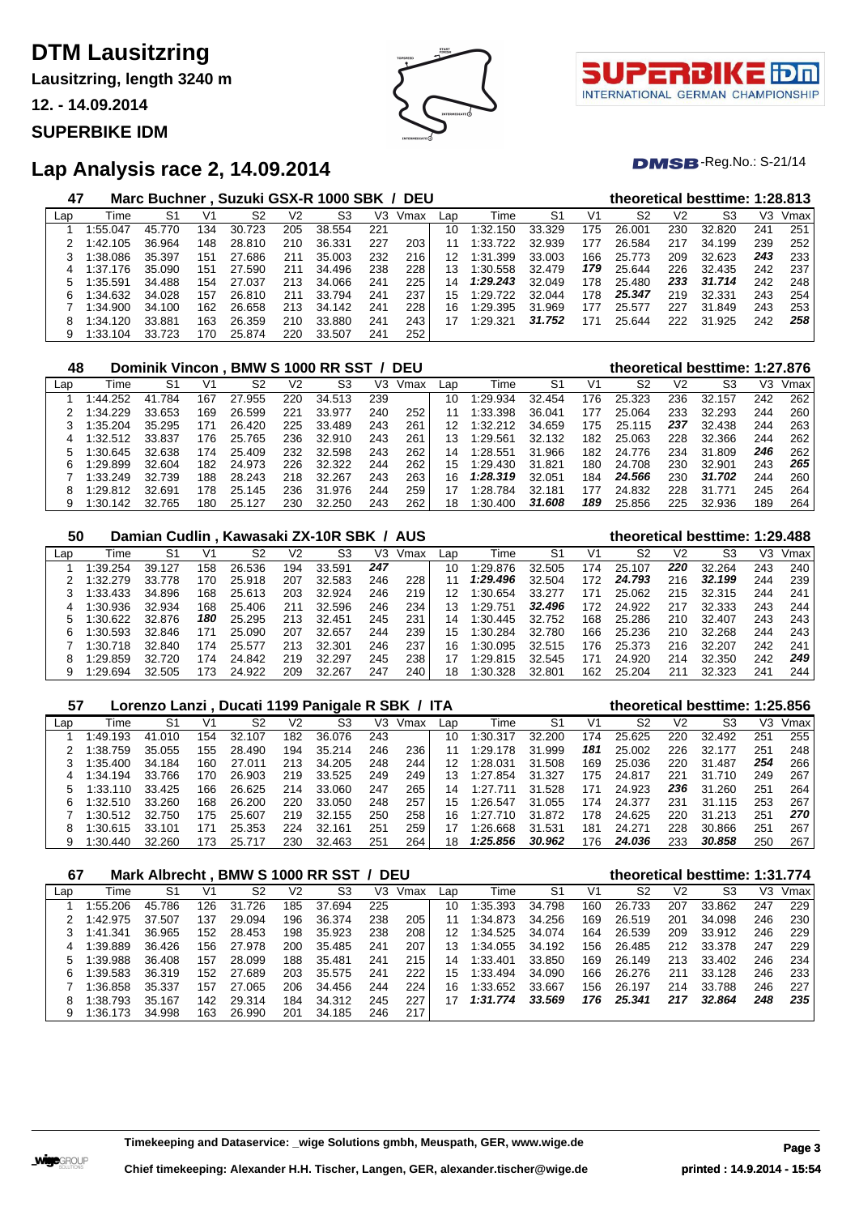# DTM Lausitzring

**Lausitzring, length 3240 m**

**12. - 14.09.2014**

**SUPERBIKE IDM**

## Lap Analysis race 2, 14.09.2014

DMSB-Reg.No.: S-21/14

### 47 Marc Buchner , Suzuki GSX-R 1000 SBK / DEU — theoretical besttime: 1:28.813

| Lap | Time | S1 | V1 | S2 | V2 | S3 | V3 | Vmax | Lap | Time | S1 | V1 | S2 | V2 | S3 | V3 | Vmax |
|---|---|---|---|---|---|---|---|---|---|---|---|---|---|---|---|---|---|
| 1 | 1:55.047 | 45.770 | 134 | 30.723 | 205 | 38.554 | 221 | | 10 | 1:32.150 | 33.329 | 175 | 26.001 | 230 | 32.820 | 241 | 251 |
| 2 | 1:42.105 | 36.964 | 148 | 28.810 | 210 | 36.331 | 227 | 203 | 11 | 1:33.722 | 32.939 | 177 | 26.584 | 217 | 34.199 | 239 | 252 |
| 3 | 1:38.086 | 35.397 | 151 | 27.686 | 211 | 35.003 | 232 | 216 | 12 | 1:31.399 | 33.003 | 166 | 25.773 | 209 | 32.623 | ***243*** | 233 |
| 4 | 1:37.176 | 35.090 | 151 | 27.590 | 211 | 34.496 | 238 | 228 | 13 | 1:30.558 | 32.479 | ***179*** | 25.644 | 226 | 32.435 | 242 | 237 |
| 5 | 1:35.591 | 34.488 | 154 | 27.037 | 213 | 34.066 | 241 | 225 | 14 | ***1:29.243*** | 32.049 | 178 | 25.480 | ***233*** | ***31.714*** | 242 | 248 |
| 6 | 1:34.632 | 34.028 | 157 | 26.810 | 211 | 33.794 | 241 | 237 | 15 | 1:29.722 | 32.044 | 178 | ***25.347*** | 219 | 32.331 | 243 | 254 |
| 7 | 1:34.900 | 34.100 | 162 | 26.658 | 213 | 34.142 | 241 | 228 | 16 | 1:29.395 | 31.969 | 177 | 25.577 | 227 | 31.849 | 243 | 253 |
| 8 | 1:34.120 | 33.881 | 163 | 26.359 | 210 | 33.880 | 241 | 243 | 17 | 1:29.321 | ***31.752*** | 171 | 25.644 | 222 | 31.925 | 242 | ***258*** |
| 9 | 1:33.104 | 33.723 | 170 | 25.874 | 220 | 33.507 | 241 | 252 | | | | | | | | | |

### 48 Dominik Vincon , BMW S 1000 RR SST / DEU — theoretical besttime: 1:27.876

| Lap | Time | S1 | V1 | S2 | V2 | S3 | V3 | Vmax | Lap | Time | S1 | V1 | S2 | V2 | S3 | V3 | Vmax |
|---|---|---|---|---|---|---|---|---|---|---|---|---|---|---|---|---|---|
| 1 | 1:44.252 | 41.784 | 167 | 27.955 | 220 | 34.513 | 239 | | 10 | 1:29.934 | 32.454 | 176 | 25.323 | 236 | 32.157 | 242 | 262 |
| 2 | 1:34.229 | 33.653 | 169 | 26.599 | 221 | 33.977 | 240 | 252 | 11 | 1:33.398 | 36.041 | 177 | 25.064 | 233 | 32.293 | 244 | 260 |
| 3 | 1:35.204 | 35.295 | 171 | 26.420 | 225 | 33.489 | 243 | 261 | 12 | 1:32.212 | 34.659 | 175 | 25.115 | ***237*** | 32.438 | 244 | 263 |
| 4 | 1:32.512 | 33.837 | 176 | 25.765 | 236 | 32.910 | 243 | 261 | 13 | 1:29.561 | 32.132 | 182 | 25.063 | 228 | 32.366 | 244 | 262 |
| 5 | 1:30.645 | 32.638 | 174 | 25.409 | 232 | 32.598 | 243 | 262 | 14 | 1:28.551 | 31.966 | 182 | 24.776 | 234 | 31.809 | ***246*** | 262 |
| 6 | 1:29.899 | 32.604 | 182 | 24.973 | 226 | 32.322 | 244 | 262 | 15 | 1:29.430 | 31.821 | 180 | 24.708 | 230 | 32.901 | 243 | ***265*** |
| 7 | 1:33.249 | 32.739 | 188 | 28.243 | 218 | 32.267 | 243 | 263 | 16 | ***1:28.319*** | 32.051 | 184 | ***24.566*** | 230 | ***31.702*** | 244 | 260 |
| 8 | 1:29.812 | 32.691 | 178 | 25.145 | 236 | 31.976 | 244 | 259 | 17 | 1:28.784 | 32.181 | 177 | 24.832 | 228 | 31.771 | 245 | 264 |
| 9 | 1:30.142 | 32.765 | 180 | 25.127 | 230 | 32.250 | 243 | 262 | 18 | 1:30.400 | ***31.608*** | ***189*** | 25.856 | 225 | 32.936 | 189 | 264 |

### 50 Damian Cudlin , Kawasaki ZX-10R SBK / AUS — theoretical besttime: 1:29.488

| Lap | Time | S1 | V1 | S2 | V2 | S3 | V3 | Vmax | Lap | Time | S1 | V1 | S2 | V2 | S3 | V3 | Vmax |
|---|---|---|---|---|---|---|---|---|---|---|---|---|---|---|---|---|---|
| 1 | 1:39.254 | 39.127 | 158 | 26.536 | 194 | 33.591 | ***247*** | | 10 | 1:29.876 | 32.505 | 174 | 25.107 | ***220*** | 32.264 | 243 | 240 |
| 2 | 1:32.279 | 33.778 | 170 | 25.918 | 207 | 32.583 | 246 | 228 | 11 | ***1:29.496*** | 32.504 | 172 | ***24.793*** | 216 | ***32.199*** | 244 | 239 |
| 3 | 1:33.433 | 34.896 | 168 | 25.613 | 203 | 32.924 | 246 | 219 | 12 | 1:30.654 | 33.277 | 171 | 25.062 | 215 | 32.315 | 244 | 241 |
| 4 | 1:30.936 | 32.934 | 168 | 25.406 | 211 | 32.596 | 246 | 234 | 13 | 1:29.751 | ***32.496*** | 172 | 24.922 | 217 | 32.333 | 243 | 244 |
| 5 | 1:30.622 | 32.876 | ***180*** | 25.295 | 213 | 32.451 | 245 | 231 | 14 | 1:30.445 | 32.752 | 168 | 25.286 | 210 | 32.407 | 243 | 243 |
| 6 | 1:30.593 | 32.846 | 171 | 25.090 | 207 | 32.657 | 244 | 239 | 15 | 1:30.284 | 32.780 | 166 | 25.236 | 210 | 32.268 | 244 | 243 |
| 7 | 1:30.718 | 32.840 | 174 | 25.577 | 213 | 32.301 | 246 | 237 | 16 | 1:30.095 | 32.515 | 176 | 25.373 | 216 | 32.207 | 242 | 241 |
| 8 | 1:29.859 | 32.720 | 174 | 24.842 | 219 | 32.297 | 245 | 238 | 17 | 1:29.815 | 32.545 | 171 | 24.920 | 214 | 32.350 | 242 | ***249*** |
| 9 | 1:29.694 | 32.505 | 173 | 24.922 | 209 | 32.267 | 247 | 240 | 18 | 1:30.328 | 32.801 | 162 | 25.204 | 211 | 32.323 | 241 | 244 |

### 57 Lorenzo Lanzi , Ducati 1199 Panigale R SBK / ITA — theoretical besttime: 1:25.856

| Lap | Time | S1 | V1 | S2 | V2 | S3 | V3 | Vmax | Lap | Time | S1 | V1 | S2 | V2 | S3 | V3 | Vmax |
|---|---|---|---|---|---|---|---|---|---|---|---|---|---|---|---|---|---|
| 1 | 1:49.193 | 41.010 | 154 | 32.107 | 182 | 36.076 | 243 | | 10 | 1:30.317 | 32.200 | 174 | 25.625 | 220 | 32.492 | 251 | 255 |
| 2 | 1:38.759 | 35.055 | 155 | 28.490 | 194 | 35.214 | 246 | 236 | 11 | 1:29.178 | 31.999 | ***181*** | 25.002 | 226 | 32.177 | 251 | 248 |
| 3 | 1:35.400 | 34.184 | 160 | 27.011 | 213 | 34.205 | 248 | 244 | 12 | 1:28.031 | 31.508 | 169 | 25.036 | 220 | 31.487 | ***254*** | 266 |
| 4 | 1:34.194 | 33.766 | 170 | 26.903 | 219 | 33.525 | 249 | 249 | 13 | 1:27.854 | 31.327 | 175 | 24.817 | 221 | 31.710 | 249 | 267 |
| 5 | 1:33.110 | 33.425 | 166 | 26.625 | 214 | 33.060 | 247 | 265 | 14 | 1:27.711 | 31.528 | 171 | 24.923 | ***236*** | 31.260 | 251 | 264 |
| 6 | 1:32.510 | 33.260 | 168 | 26.200 | 220 | 33.050 | 248 | 257 | 15 | 1:26.547 | 31.055 | 174 | 24.377 | 231 | 31.115 | 253 | 267 |
| 7 | 1:30.512 | 32.750 | 175 | 25.607 | 219 | 32.155 | 250 | 258 | 16 | 1:27.710 | 31.872 | 178 | 24.625 | 220 | 31.213 | 251 | ***270*** |
| 8 | 1:30.615 | 33.101 | 171 | 25.353 | 224 | 32.161 | 251 | 259 | 17 | 1:26.668 | 31.531 | 181 | 24.271 | 228 | 30.866 | 251 | 267 |
| 9 | 1:30.440 | 32.260 | 173 | 25.717 | 230 | 32.463 | 251 | 264 | 18 | ***1:25.856*** | ***30.962*** | 176 | ***24.036*** | 233 | ***30.858*** | 250 | 267 |

### 67 Mark Albrecht , BMW S 1000 RR SST / DEU — theoretical besttime: 1:31.774

| Lap | Time | S1 | V1 | S2 | V2 | S3 | V3 | Vmax | Lap | Time | S1 | V1 | S2 | V2 | S3 | V3 | Vmax |
|---|---|---|---|---|---|---|---|---|---|---|---|---|---|---|---|---|---|
| 1 | 1:55.206 | 45.786 | 126 | 31.726 | 185 | 37.694 | 225 | | 10 | 1:35.393 | 34.798 | 160 | 26.733 | 207 | 33.862 | 247 | 229 |
| 2 | 1:42.975 | 37.507 | 137 | 29.094 | 196 | 36.374 | 238 | 205 | 11 | 1:34.873 | 34.256 | 169 | 26.519 | 201 | 34.098 | 246 | 230 |
| 3 | 1:41.341 | 36.965 | 152 | 28.453 | 198 | 35.923 | 238 | 208 | 12 | 1:34.525 | 34.074 | 164 | 26.539 | 209 | 33.912 | 246 | 229 |
| 4 | 1:39.889 | 36.426 | 156 | 27.978 | 200 | 35.485 | 241 | 207 | 13 | 1:34.055 | 34.192 | 156 | 26.485 | 212 | 33.378 | 247 | 229 |
| 5 | 1:39.988 | 36.408 | 157 | 28.099 | 188 | 35.481 | 241 | 215 | 14 | 1:33.401 | 33.850 | 169 | 26.149 | 213 | 33.402 | 246 | 234 |
| 6 | 1:39.583 | 36.319 | 152 | 27.689 | 203 | 35.575 | 241 | 222 | 15 | 1:33.494 | 34.090 | 166 | 26.276 | 211 | 33.128 | 246 | 233 |
| 7 | 1:36.858 | 35.337 | 157 | 27.065 | 206 | 34.456 | 244 | 224 | 16 | 1:33.652 | 33.667 | 156 | 26.197 | 214 | 33.788 | 246 | 227 |
| 8 | 1:38.793 | 35.167 | 142 | 29.314 | 184 | 34.312 | 245 | 227 | 17 | ***1:31.774*** | ***33.569*** | ***176*** | ***25.341*** | ***217*** | ***32.864*** | ***248*** | ***235*** |
| 9 | 1:36.173 | 34.998 | 163 | 26.990 | 201 | 34.185 | 246 | 217 | | | | | | | | | |

**Timekeeping and Dataservice: _wige Solutions gmbh, Meuspath, GER, www.wige.de**

**Chief timekeeping: Alexander H.H. Tischer, Langen, GER, alexander.tischer@wige.de**

**printed : 14.9.2014 - 15:54**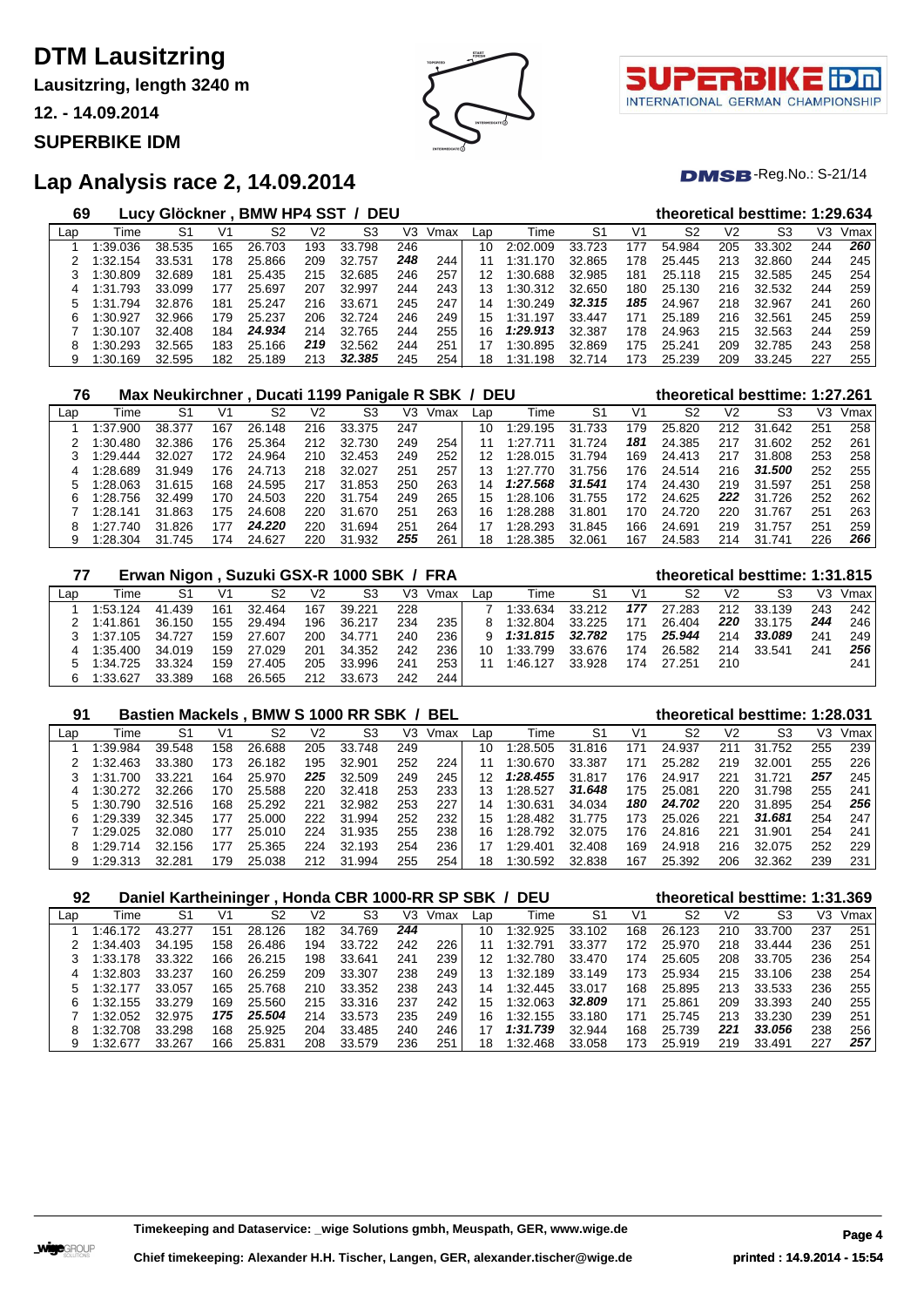# DTM Lausitzring

**Lausitzring, length 3240 m**

**12. - 14.09.2014**

**SUPERBIKE IDM**

## Lap Analysis race 2, 14.09.2014

DMSB-Reg.No.: S-21/14

### 69 Lucy Glöckner , BMW HP4 SST / DEU — theoretical besttime: 1:29.634

| Lap | Time | S1 | V1 | S2 | V2 | S3 | V3 | Vmax | Lap | Time | S1 | V1 | S2 | V2 | S3 | V3 | Vmax |
|---|---|---|---|---|---|---|---|---|---|---|---|---|---|---|---|---|---|
| 1 | 1:39.036 | 38.535 | 165 | 26.703 | 193 | 33.798 | 246 | | 10 | 2:02.009 | 33.723 | 177 | 54.984 | 205 | 33.302 | 244 | ***260*** |
| 2 | 1:32.154 | 33.531 | 178 | 25.866 | 209 | 32.757 | ***248*** | 244 | 11 | 1:31.170 | 32.865 | 178 | 25.445 | 213 | 32.860 | 244 | 245 |
| 3 | 1:30.809 | 32.689 | 181 | 25.435 | 215 | 32.685 | 246 | 257 | 12 | 1:30.688 | 32.985 | 181 | 25.118 | 215 | 32.585 | 245 | 254 |
| 4 | 1:31.793 | 33.099 | 177 | 25.697 | 207 | 32.997 | 244 | 243 | 13 | 1:30.312 | 32.650 | 180 | 25.130 | 216 | 32.532 | 244 | 259 |
| 5 | 1:31.794 | 32.876 | 181 | 25.247 | 216 | 33.671 | 245 | 247 | 14 | 1:30.249 | ***32.315*** | ***185*** | 24.967 | 218 | 32.967 | 241 | 260 |
| 6 | 1:30.927 | 32.966 | 179 | 25.237 | 206 | 32.724 | 246 | 249 | 15 | 1:31.197 | 33.447 | 171 | 25.189 | 216 | 32.561 | 245 | 259 |
| 7 | 1:30.107 | 32.408 | 184 | ***24.934*** | 214 | 32.765 | 244 | 255 | 16 | ***1:29.913*** | 32.387 | 178 | 24.963 | 215 | 32.563 | 244 | 259 |
| 8 | 1:30.293 | 32.565 | 183 | 25.166 | ***219*** | 32.562 | 244 | 251 | 17 | 1:30.895 | 32.869 | 175 | 25.241 | 209 | 32.785 | 243 | 258 |
| 9 | 1:30.169 | 32.595 | 182 | 25.189 | 213 | ***32.385*** | 245 | 254 | 18 | 1:31.198 | 32.714 | 173 | 25.239 | 209 | 33.245 | 227 | 255 |

### 76 Max Neukirchner , Ducati 1199 Panigale R SBK / DEU — theoretical besttime: 1:27.261

| Lap | Time | S1 | V1 | S2 | V2 | S3 | V3 | Vmax | Lap | Time | S1 | V1 | S2 | V2 | S3 | V3 | Vmax |
|---|---|---|---|---|---|---|---|---|---|---|---|---|---|---|---|---|---|
| 1 | 1:37.900 | 38.377 | 167 | 26.148 | 216 | 33.375 | 247 | | 10 | 1:29.195 | 31.733 | 179 | 25.820 | 212 | 31.642 | 251 | 258 |
| 2 | 1:30.480 | 32.386 | 176 | 25.364 | 212 | 32.730 | 249 | 254 | 11 | 1:27.711 | 31.724 | ***181*** | 24.385 | 217 | 31.602 | 252 | 261 |
| 3 | 1:29.444 | 32.027 | 172 | 24.964 | 210 | 32.453 | 249 | 252 | 12 | 1:28.015 | 31.794 | 169 | 24.413 | 217 | 31.808 | 253 | 258 |
| 4 | 1:28.689 | 31.949 | 176 | 24.713 | 218 | 32.027 | 251 | 257 | 13 | 1:27.770 | 31.756 | 176 | 24.514 | 216 | ***31.500*** | 252 | 255 |
| 5 | 1:28.063 | 31.615 | 168 | 24.595 | 217 | 31.853 | 250 | 263 | 14 | ***1:27.568*** | ***31.541*** | 174 | 24.430 | 219 | 31.597 | 251 | 258 |
| 6 | 1:28.756 | 32.499 | 170 | 24.503 | 220 | 31.754 | 249 | 265 | 15 | 1:28.106 | 31.755 | 172 | 24.625 | ***222*** | 31.726 | 252 | 262 |
| 7 | 1:28.141 | 31.863 | 175 | 24.608 | 220 | 31.670 | 251 | 263 | 16 | 1:28.288 | 31.801 | 170 | 24.720 | 220 | 31.767 | 251 | 263 |
| 8 | 1:27.740 | 31.826 | 177 | ***24.220*** | 220 | 31.694 | 251 | 264 | 17 | 1:28.293 | 31.845 | 166 | 24.691 | 219 | 31.757 | 251 | 259 |
| 9 | 1:28.304 | 31.745 | 174 | 24.627 | 220 | 31.932 | ***255*** | 261 | 18 | 1:28.385 | 32.061 | 167 | 24.583 | 214 | 31.741 | 226 | ***266*** |

### 77 Erwan Nigon , Suzuki GSX-R 1000 SBK / FRA — theoretical besttime: 1:31.815

| Lap | Time | S1 | V1 | S2 | V2 | S3 | V3 | Vmax | Lap | Time | S1 | V1 | S2 | V2 | S3 | V3 | Vmax |
|---|---|---|---|---|---|---|---|---|---|---|---|---|---|---|---|---|---|
| 1 | 1:53.124 | 41.439 | 161 | 32.464 | 167 | 39.221 | 228 | | 7 | 1:33.634 | 33.212 | ***177*** | 27.283 | 212 | 33.139 | 243 | 242 |
| 2 | 1:41.861 | 36.150 | 155 | 29.494 | 196 | 36.217 | 234 | 235 | 8 | 1:32.804 | 33.225 | 171 | 26.404 | ***220*** | 33.175 | ***244*** | 246 |
| 3 | 1:37.105 | 34.727 | 159 | 27.607 | 200 | 34.771 | 240 | 236 | 9 | ***1:31.815*** | ***32.782*** | 175 | ***25.944*** | 214 | ***33.089*** | 241 | 249 |
| 4 | 1:35.400 | 34.019 | 159 | 27.029 | 201 | 34.352 | 242 | 236 | 10 | 1:33.799 | 33.676 | 174 | 26.582 | 214 | 33.541 | 241 | ***256*** |
| 5 | 1:34.725 | 33.324 | 159 | 27.405 | 205 | 33.996 | 241 | 253 | 11 | 1:46.127 | 33.928 | 174 | 27.251 | 210 | | | 241 |
| 6 | 1:33.627 | 33.389 | 168 | 26.565 | 212 | 33.673 | 242 | 244 | | | | | | | | | |

### 91 Bastien Mackels , BMW S 1000 RR SBK / BEL — theoretical besttime: 1:28.031

| Lap | Time | S1 | V1 | S2 | V2 | S3 | V3 | Vmax | Lap | Time | S1 | V1 | S2 | V2 | S3 | V3 | Vmax |
|---|---|---|---|---|---|---|---|---|---|---|---|---|---|---|---|---|---|
| 1 | 1:39.984 | 39.548 | 158 | 26.688 | 205 | 33.748 | 249 | | 10 | 1:28.505 | 31.816 | 171 | 24.937 | 211 | 31.752 | 255 | 239 |
| 2 | 1:32.463 | 33.380 | 173 | 26.182 | 195 | 32.901 | 252 | 224 | 11 | 1:30.670 | 33.387 | 171 | 25.282 | 219 | 32.001 | 255 | 226 |
| 3 | 1:31.700 | 33.221 | 164 | 25.970 | ***225*** | 32.509 | 249 | 245 | 12 | ***1:28.455*** | 31.817 | 176 | 24.917 | 221 | 31.721 | ***257*** | 245 |
| 4 | 1:30.272 | 32.266 | 170 | 25.588 | 220 | 32.418 | 253 | 233 | 13 | 1:28.527 | ***31.648*** | 175 | 25.081 | 220 | 31.798 | 255 | 241 |
| 5 | 1:30.790 | 32.516 | 168 | 25.292 | 221 | 32.982 | 253 | 227 | 14 | 1:30.631 | 34.034 | ***180*** | ***24.702*** | 220 | 31.895 | 254 | ***256*** |
| 6 | 1:29.339 | 32.345 | 177 | 25.000 | 222 | 31.994 | 252 | 232 | 15 | 1:28.482 | 31.775 | 173 | 25.026 | 221 | ***31.681*** | 254 | 247 |
| 7 | 1:29.025 | 32.080 | 177 | 25.010 | 224 | 31.935 | 255 | 238 | 16 | 1:28.792 | 32.075 | 176 | 24.816 | 221 | 31.901 | 254 | 241 |
| 8 | 1:29.714 | 32.156 | 177 | 25.365 | 224 | 32.193 | 254 | 236 | 17 | 1:29.401 | 32.408 | 169 | 24.918 | 216 | 32.075 | 252 | 229 |
| 9 | 1:29.313 | 32.281 | 179 | 25.038 | 212 | 31.994 | 255 | 254 | 18 | 1:30.592 | 32.838 | 167 | 25.392 | 206 | 32.362 | 239 | 231 |

### 92 Daniel Kartheininger , Honda CBR 1000-RR SP SBK / DEU — theoretical besttime: 1:31.369

| Lap | Time | S1 | V1 | S2 | V2 | S3 | V3 | Vmax | Lap | Time | S1 | V1 | S2 | V2 | S3 | V3 | Vmax |
|---|---|---|---|---|---|---|---|---|---|---|---|---|---|---|---|---|---|
| 1 | 1:46.172 | 43.277 | 151 | 28.126 | 182 | 34.769 | ***244*** | | 10 | 1:32.925 | 33.102 | 168 | 26.123 | 210 | 33.700 | 237 | 251 |
| 2 | 1:34.403 | 34.195 | 158 | 26.486 | 194 | 33.722 | 242 | 226 | 11 | 1:32.791 | 33.377 | 172 | 25.970 | 218 | 33.444 | 236 | 251 |
| 3 | 1:33.178 | 33.322 | 166 | 26.215 | 198 | 33.641 | 241 | 239 | 12 | 1:32.780 | 33.470 | 174 | 25.605 | 208 | 33.705 | 236 | 254 |
| 4 | 1:32.803 | 33.237 | 160 | 26.259 | 209 | 33.307 | 238 | 249 | 13 | 1:32.189 | 33.149 | 173 | 25.934 | 215 | 33.106 | 238 | 254 |
| 5 | 1:32.177 | 33.057 | 165 | 25.768 | 210 | 33.352 | 238 | 243 | 14 | 1:32.445 | 33.017 | 168 | 25.895 | 213 | 33.533 | 236 | 255 |
| 6 | 1:32.155 | 33.279 | 169 | 25.560 | 215 | 33.316 | 237 | 242 | 15 | 1:32.063 | ***32.809*** | 171 | 25.861 | 209 | 33.393 | 240 | 255 |
| 7 | 1:32.052 | 32.975 | ***175*** | ***25.504*** | 214 | 33.573 | 235 | 249 | 16 | 1:32.155 | 33.180 | 171 | 25.745 | 213 | 33.230 | 239 | 251 |
| 8 | 1:32.708 | 33.298 | 168 | 25.925 | 204 | 33.485 | 240 | 246 | 17 | ***1:31.739*** | 32.944 | 168 | 25.739 | ***221*** | ***33.056*** | 238 | 256 |
| 9 | 1:32.677 | 33.267 | 166 | 25.831 | 208 | 33.579 | 236 | 251 | 18 | 1:32.468 | 33.058 | 173 | 25.919 | 219 | 33.491 | 227 | ***257*** |

**Timekeeping and Dataservice: _wige Solutions gmbh, Meuspath, GER, www.wige.de**

**Chief timekeeping: Alexander H.H. Tischer, Langen, GER, alexander.tischer@wige.de**

**printed : 14.9.2014 - 15:54**